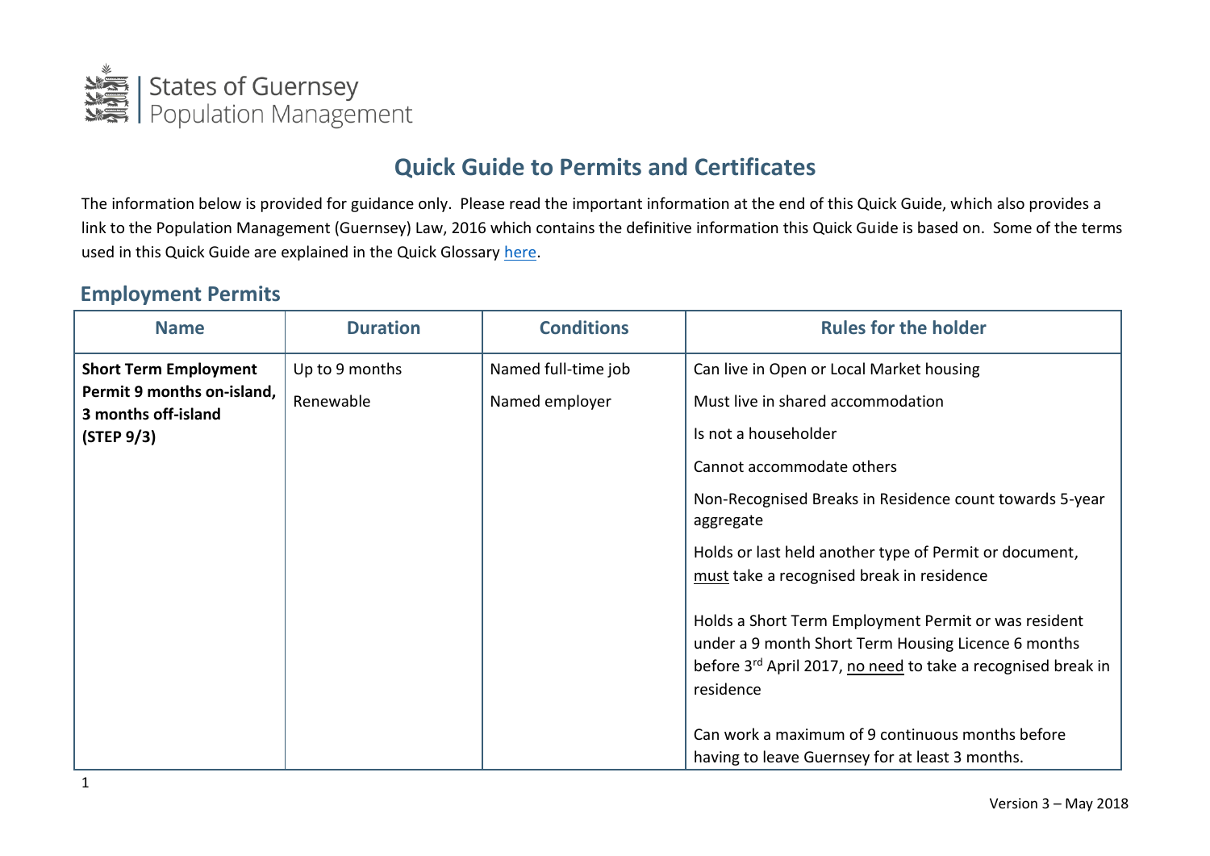States of Guernsey
Population Management

# Quick Guide to Permits and Certificates

The information below is provided for guidance only. Please read the important information at the end of this Quick Guide, which also provides a link to the Population Management (Guernsey) Law, 2016 which contains the definitive information this Quick Guide is based on. Some of the terms used in this Quick Guide are explained in the Quick Glossary here.

## Employment Permits

| Name | Duration | Conditions | Rules for the holder |
|---|---|---|---|
| **Short Term Employment Permit 9 months on-island, 3 months off-island (STEP 9/3)** | Up to 9 months<br>Renewable | Named full-time job<br>Named employer | Can live in Open or Local Market housing<br>Must live in shared accommodation<br>Is not a householder<br>Cannot accommodate others<br>Non-Recognised Breaks in Residence count towards 5-year aggregate<br>Holds or last held another type of Permit or document, must take a recognised break in residence<br>Holds a Short Term Employment Permit or was resident under a 9 month Short Term Housing Licence 6 months before 3rd April 2017, no need to take a recognised break in residence<br>Can work a maximum of 9 continuous months before having to leave Guernsey for at least 3 months. |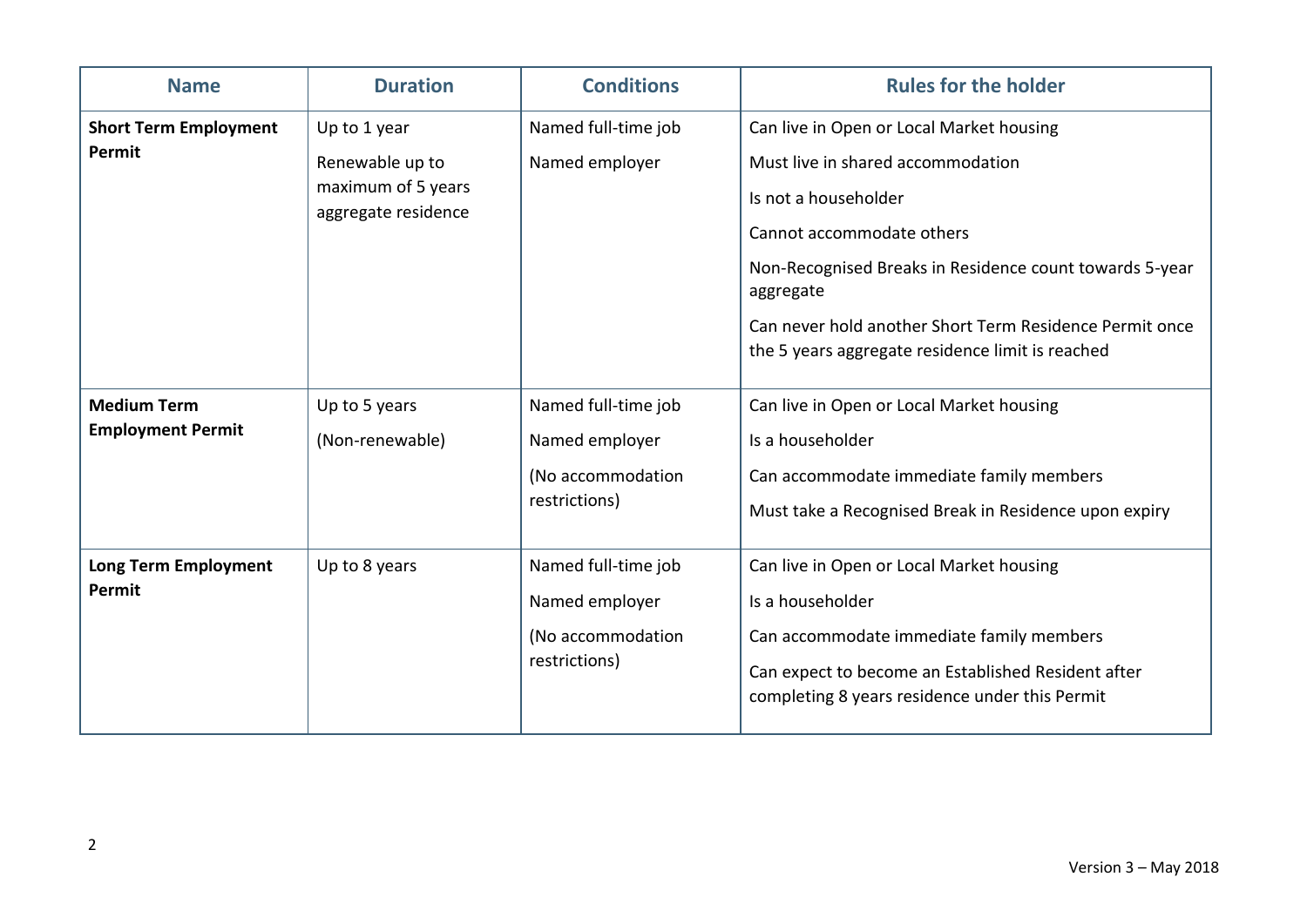| Name | Duration | Conditions | Rules for the holder |
| --- | --- | --- | --- |
| **Short Term Employment Permit** | Up to 1 year<br>Renewable up to maximum of 5 years aggregate residence | Named full-time job<br>Named employer | Can live in Open or Local Market housing<br>Must live in shared accommodation<br>Is not a householder<br>Cannot accommodate others<br>Non-Recognised Breaks in Residence count towards 5-year aggregate<br>Can never hold another Short Term Residence Permit once the 5 years aggregate residence limit is reached |
| **Medium Term Employment Permit** | Up to 5 years<br>(Non-renewable) | Named full-time job<br>Named employer<br>(No accommodation restrictions) | Can live in Open or Local Market housing<br>Is a householder<br>Can accommodate immediate family members<br>Must take a Recognised Break in Residence upon expiry |
| **Long Term Employment Permit** | Up to 8 years | Named full-time job<br>Named employer<br>(No accommodation restrictions) | Can live in Open or Local Market housing<br>Is a householder<br>Can accommodate immediate family members<br>Can expect to become an Established Resident after completing 8 years residence under this Permit |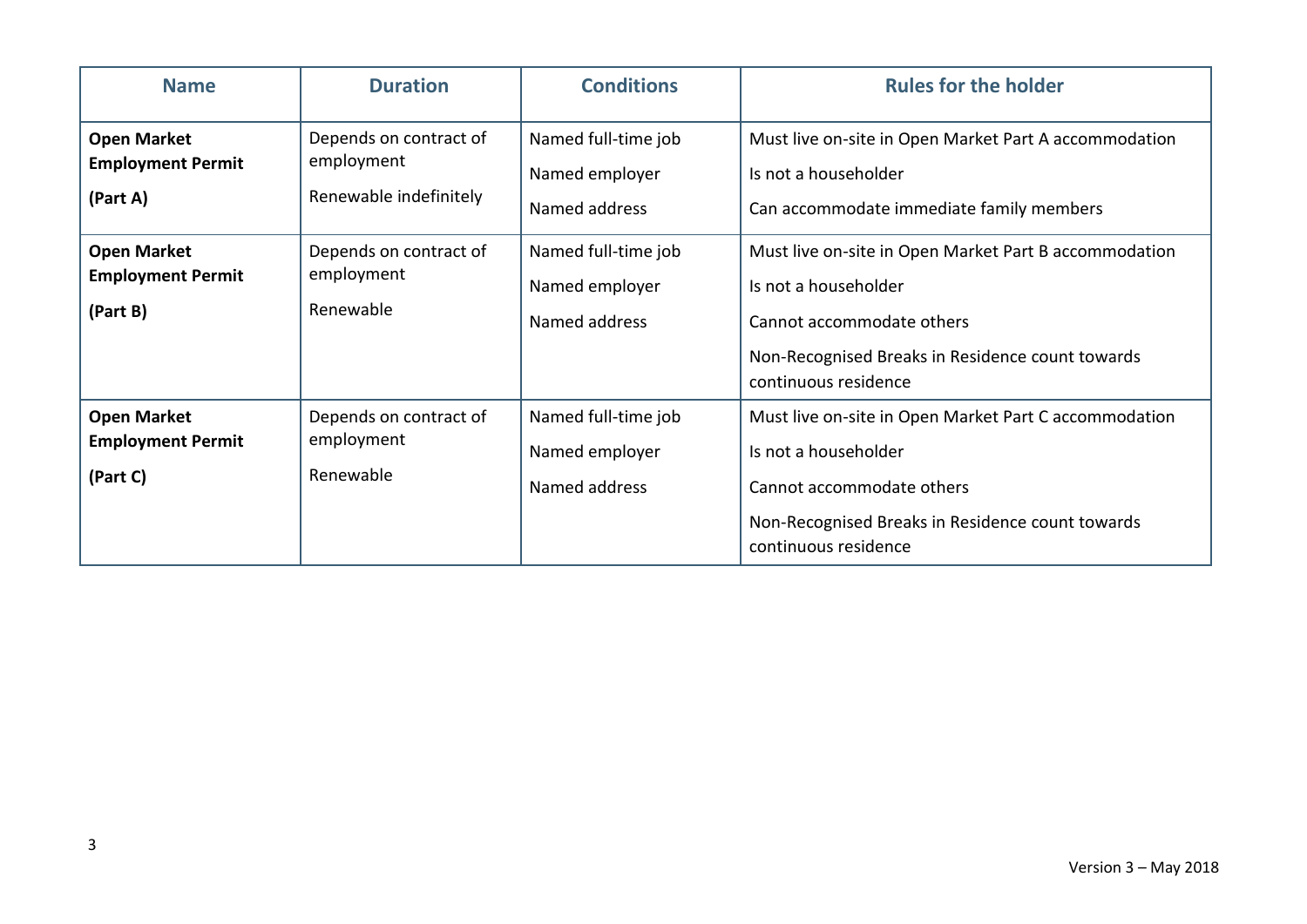| Name | Duration | Conditions | Rules for the holder |
| --- | --- | --- | --- |
| **Open Market Employment Permit (Part A)** | Depends on contract of employment<br>Renewable indefinitely | Named full-time job<br>Named employer<br>Named address | Must live on-site in Open Market Part A accommodation<br>Is not a householder<br>Can accommodate immediate family members |
| **Open Market Employment Permit (Part B)** | Depends on contract of employment<br>Renewable | Named full-time job<br>Named employer<br>Named address | Must live on-site in Open Market Part B accommodation<br>Is not a householder<br>Cannot accommodate others<br>Non-Recognised Breaks in Residence count towards continuous residence |
| **Open Market Employment Permit (Part C)** | Depends on contract of employment<br>Renewable | Named full-time job<br>Named employer<br>Named address | Must live on-site in Open Market Part C accommodation<br>Is not a householder<br>Cannot accommodate others<br>Non-Recognised Breaks in Residence count towards continuous residence |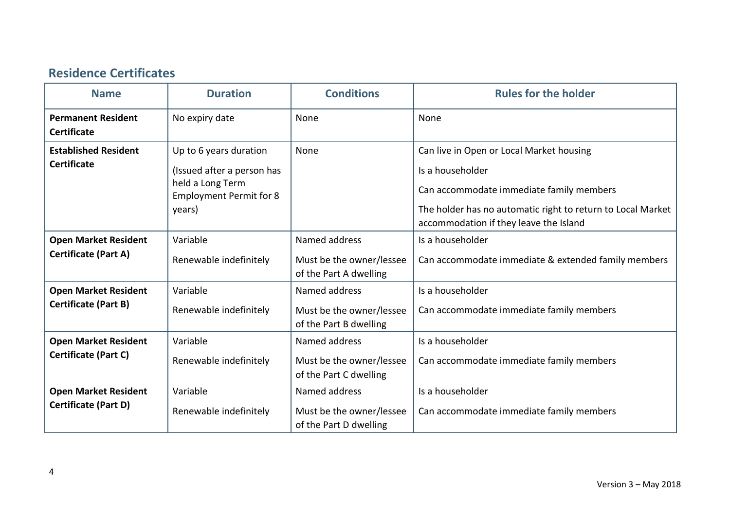## Residence Certificates

| Name | Duration | Conditions | Rules for the holder |
|---|---|---|---|
| **Permanent Resident Certificate** | No expiry date | None | None |
| **Established Resident Certificate** | Up to 6 years duration<br><br>(Issued after a person has held a Long Term Employment Permit for 8 years) | None | Can live in Open or Local Market housing<br><br>Is a householder<br><br>Can accommodate immediate family members<br><br>The holder has no automatic right to return to Local Market accommodation if they leave the Island |
| **Open Market Resident Certificate (Part A)** | Variable<br><br>Renewable indefinitely | Named address<br><br>Must be the owner/lessee of the Part A dwelling | Is a householder<br><br>Can accommodate immediate & extended family members |
| **Open Market Resident Certificate (Part B)** | Variable<br><br>Renewable indefinitely | Named address<br><br>Must be the owner/lessee of the Part B dwelling | Is a householder<br><br>Can accommodate immediate family members |
| **Open Market Resident Certificate (Part C)** | Variable<br><br>Renewable indefinitely | Named address<br><br>Must be the owner/lessee of the Part C dwelling | Is a householder<br><br>Can accommodate immediate family members |
| **Open Market Resident Certificate (Part D)** | Variable<br><br>Renewable indefinitely | Named address<br><br>Must be the owner/lessee of the Part D dwelling | Is a householder<br><br>Can accommodate immediate family members |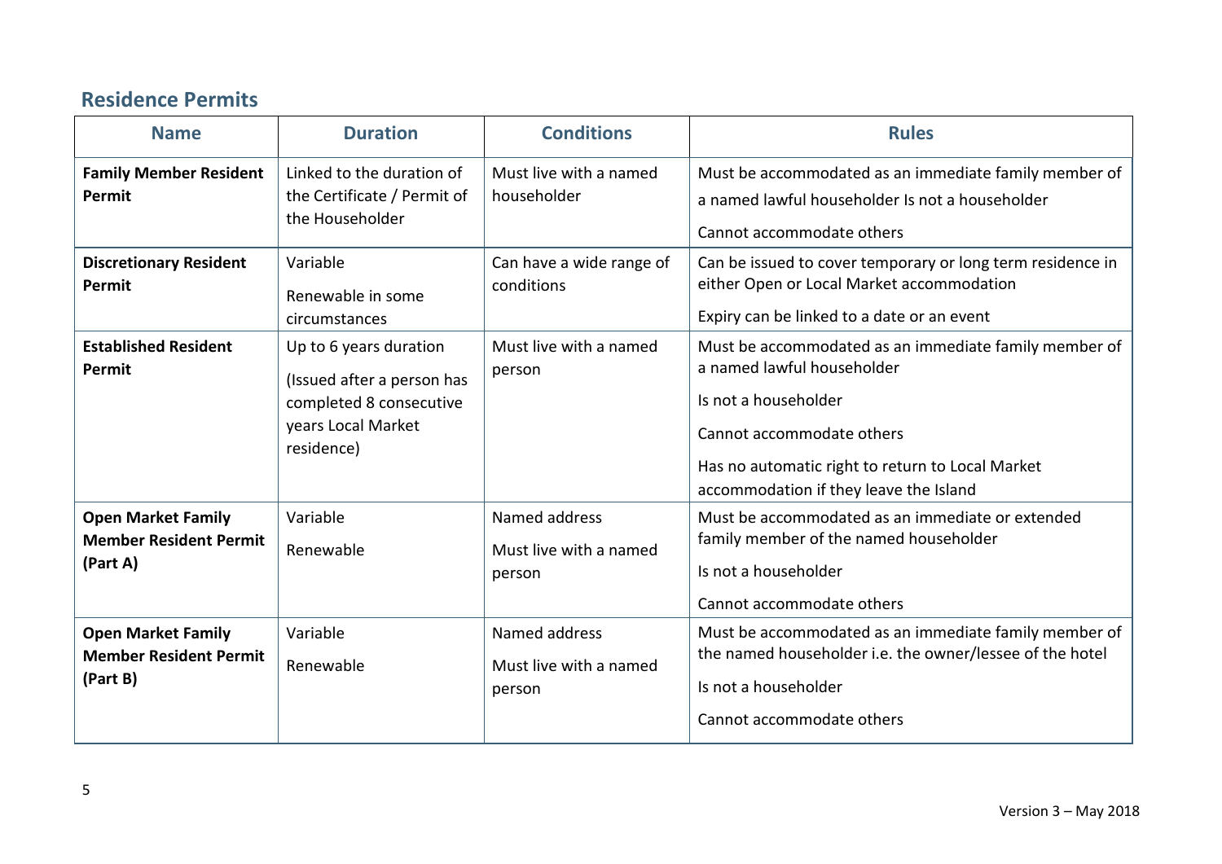## Residence Permits

| Name | Duration | Conditions | Rules |
|---|---|---|---|
| **Family Member Resident Permit** | Linked to the duration of the Certificate / Permit of the Householder | Must live with a named householder | Must be accommodated as an immediate family member of a named lawful householder Is not a householder<br><br>Cannot accommodate others |
| **Discretionary Resident Permit** | Variable<br><br>Renewable in some circumstances | Can have a wide range of conditions | Can be issued to cover temporary or long term residence in either Open or Local Market accommodation<br><br>Expiry can be linked to a date or an event |
| **Established Resident Permit** | Up to 6 years duration<br><br>(Issued after a person has completed 8 consecutive years Local Market residence) | Must live with a named person | Must be accommodated as an immediate family member of a named lawful householder<br><br>Is not a householder<br><br>Cannot accommodate others<br><br>Has no automatic right to return to Local Market accommodation if they leave the Island |
| **Open Market Family Member Resident Permit (Part A)** | Variable<br><br>Renewable | Named address<br><br>Must live with a named person | Must be accommodated as an immediate or extended family member of the named householder<br><br>Is not a householder<br><br>Cannot accommodate others |
| **Open Market Family Member Resident Permit (Part B)** | Variable<br><br>Renewable | Named address<br><br>Must live with a named person | Must be accommodated as an immediate family member of the named householder i.e. the owner/lessee of the hotel<br><br>Is not a householder<br><br>Cannot accommodate others |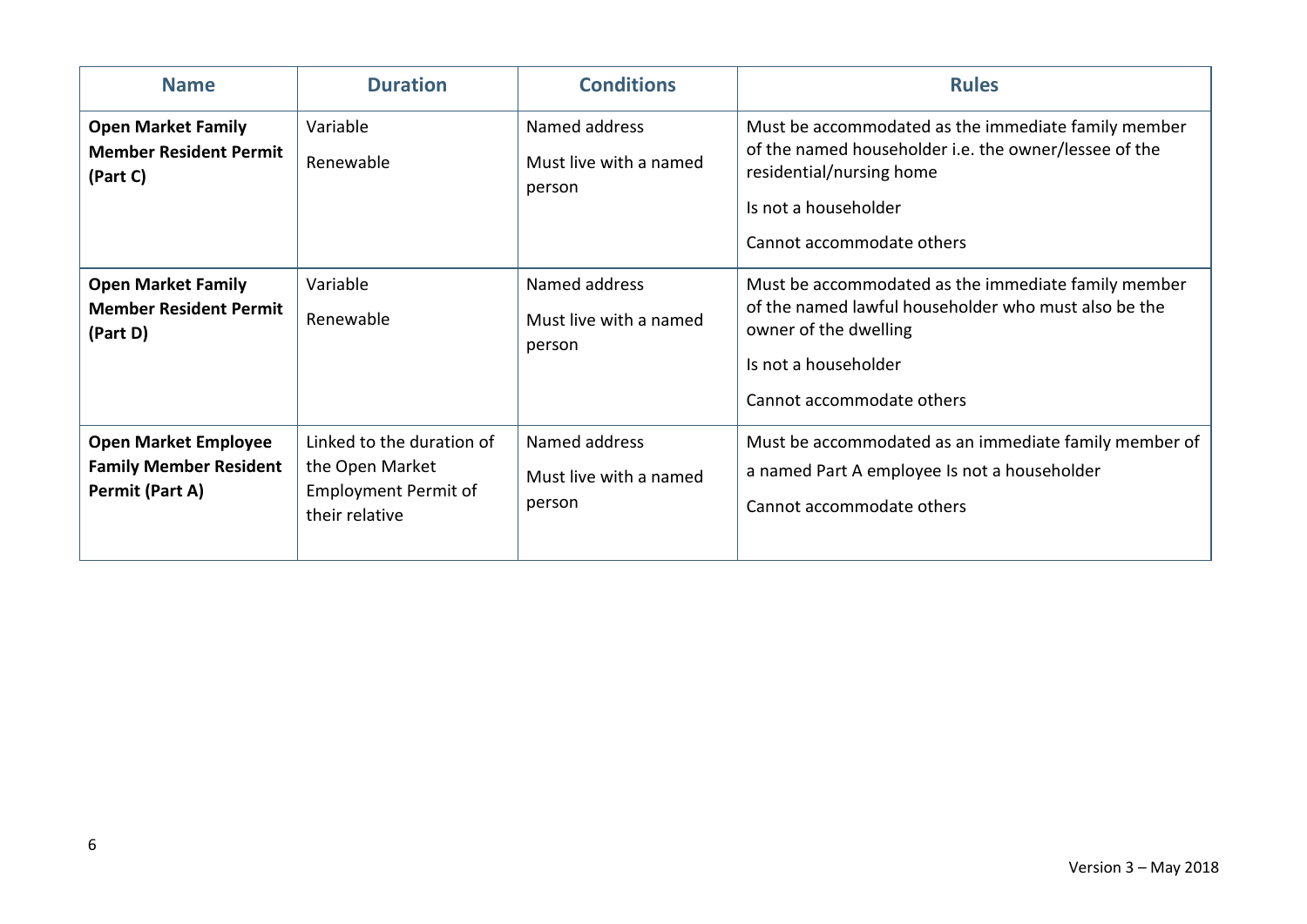| Name | Duration | Conditions | Rules |
|---|---|---|---|
| **Open Market Family Member Resident Permit (Part C)** | Variable<br>Renewable | Named address<br>Must live with a named person | Must be accommodated as the immediate family member of the named householder i.e. the owner/lessee of the residential/nursing home<br>Is not a householder<br>Cannot accommodate others |
| **Open Market Family Member Resident Permit (Part D)** | Variable<br>Renewable | Named address<br>Must live with a named person | Must be accommodated as the immediate family member of the named lawful householder who must also be the owner of the dwelling<br>Is not a householder<br>Cannot accommodate others |
| **Open Market Employee Family Member Resident Permit (Part A)** | Linked to the duration of the Open Market Employment Permit of their relative | Named address<br>Must live with a named person | Must be accommodated as an immediate family member of a named Part A employee Is not a householder<br>Cannot accommodate others |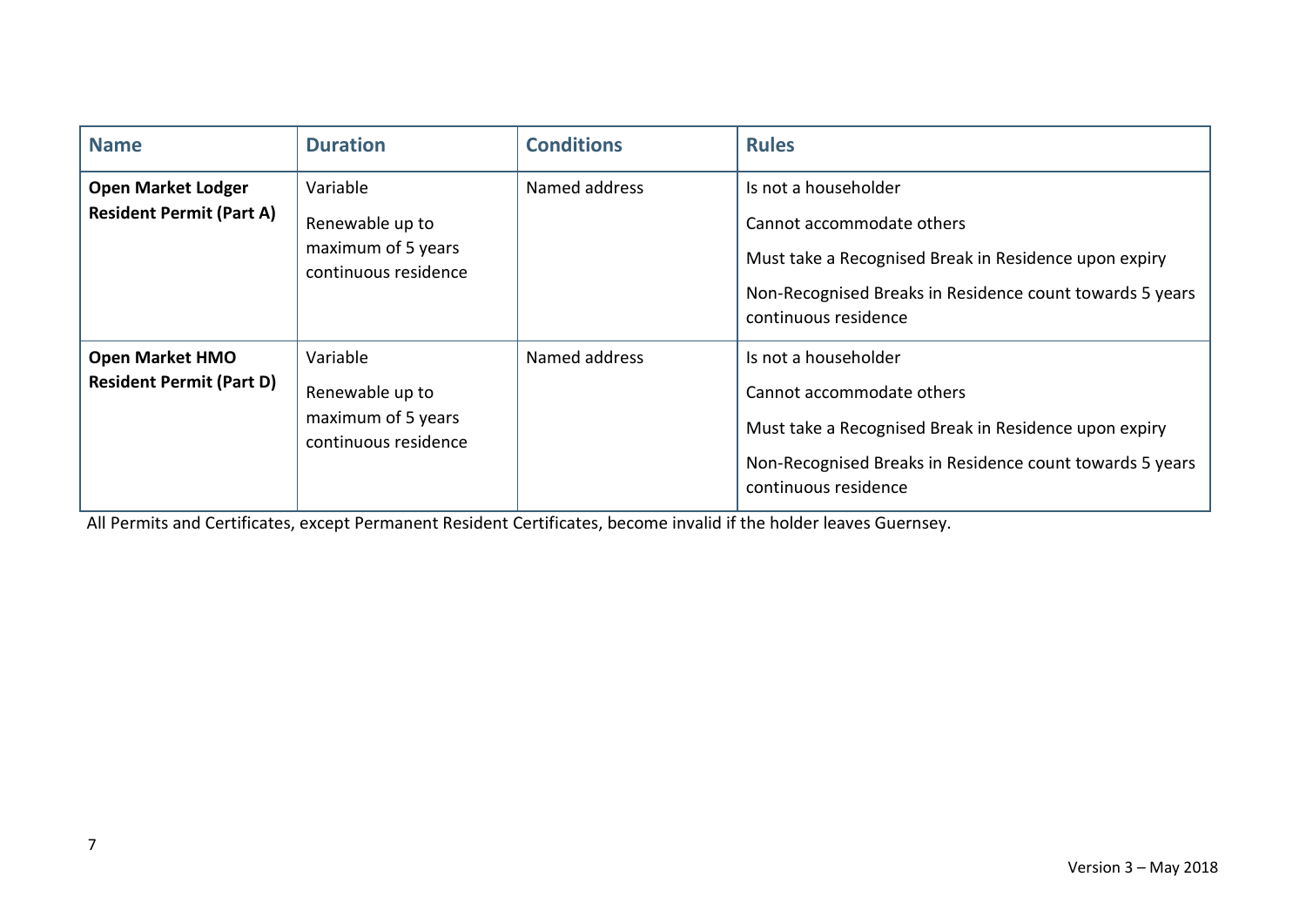| Name | Duration | Conditions | Rules |
|---|---|---|---|
| **Open Market Lodger Resident Permit (Part A)** | Variable<br><br>Renewable up to maximum of 5 years continuous residence | Named address | Is not a householder<br><br>Cannot accommodate others<br><br>Must take a Recognised Break in Residence upon expiry<br><br>Non-Recognised Breaks in Residence count towards 5 years continuous residence |
| **Open Market HMO Resident Permit (Part D)** | Variable<br><br>Renewable up to maximum of 5 years continuous residence | Named address | Is not a householder<br><br>Cannot accommodate others<br><br>Must take a Recognised Break in Residence upon expiry<br><br>Non-Recognised Breaks in Residence count towards 5 years continuous residence |

All Permits and Certificates, except Permanent Resident Certificates, become invalid if the holder leaves Guernsey.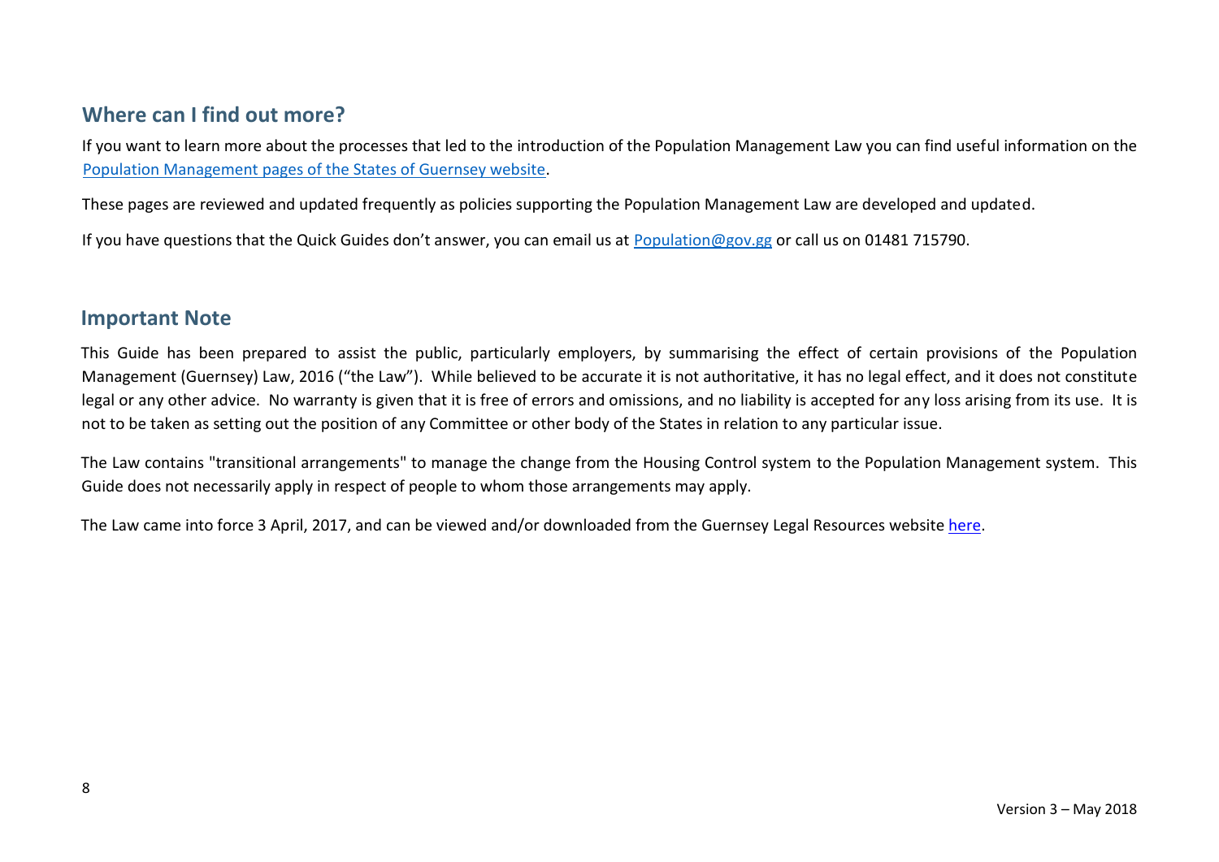## Where can I find out more?

If you want to learn more about the processes that led to the introduction of the Population Management Law you can find useful information on the [Population Management pages of the States of Guernsey website](#).

These pages are reviewed and updated frequently as policies supporting the Population Management Law are developed and updated.

If you have questions that the Quick Guides don't answer, you can email us at [Population@gov.gg](mailto:Population@gov.gg) or call us on 01481 715790.

## Important Note

This Guide has been prepared to assist the public, particularly employers, by summarising the effect of certain provisions of the Population Management (Guernsey) Law, 2016 ("the Law"). While believed to be accurate it is not authoritative, it has no legal effect, and it does not constitute legal or any other advice. No warranty is given that it is free of errors and omissions, and no liability is accepted for any loss arising from its use. It is not to be taken as setting out the position of any Committee or other body of the States in relation to any particular issue.

The Law contains "transitional arrangements" to manage the change from the Housing Control system to the Population Management system. This Guide does not necessarily apply in respect of people to whom those arrangements may apply.

The Law came into force 3 April, 2017, and can be viewed and/or downloaded from the Guernsey Legal Resources website [here](#).

Version 3 – May 2018